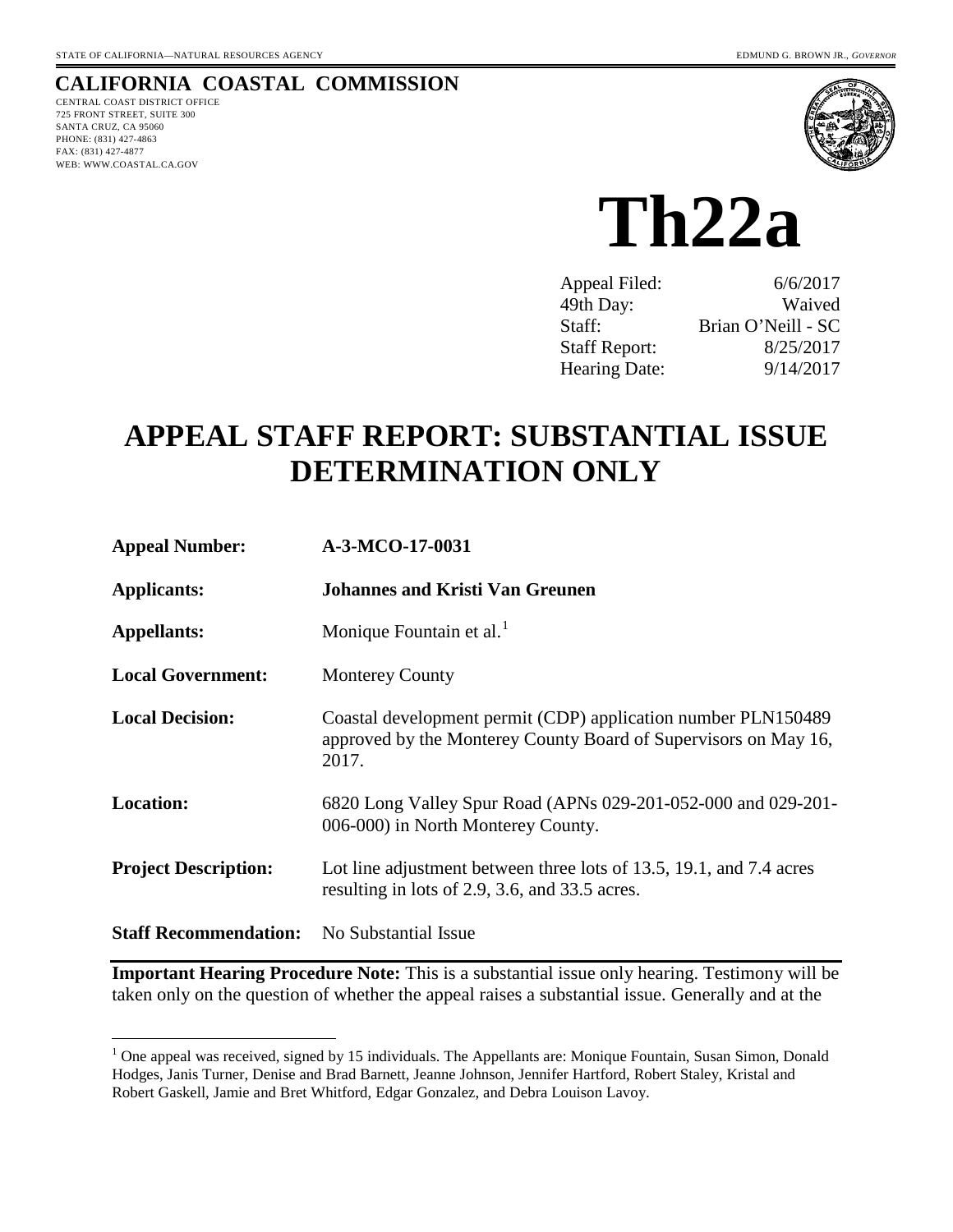STATE OF CALIFORNIA—NATURAL RESOURCES AGENCY EDMUND G. BROWN JR., *GOVERNOR*

**CALIFORNIA COASTAL COMMISSION**
CENTRAL COAST DISTRICT OFFICE
725 FRONT STREET, SUITE 300
SANTA CRUZ, CA 95060
PHONE: (831) 427-4863
FAX: (831) 427-4877
WEB: WWW.COASTAL.CA.GOV

# Th22a

| | |
|---|---|
| Appeal Filed: | 6/6/2017 |
| 49th Day: | Waived |
| Staff: | Brian O'Neill - SC |
| Staff Report: | 8/25/2017 |
| Hearing Date: | 9/14/2017 |

# APPEAL STAFF REPORT: SUBSTANTIAL ISSUE DETERMINATION ONLY

| | |
|---|---|
| **Appeal Number:** | **A-3-MCO-17-0031** |
| **Applicants:** | **Johannes and Kristi Van Greunen** |
| **Appellants:** | Monique Fountain et al.[1] |
| **Local Government:** | Monterey County |
| **Local Decision:** | Coastal development permit (CDP) application number PLN150489 approved by the Monterey County Board of Supervisors on May 16, 2017. |
| **Location:** | 6820 Long Valley Spur Road (APNs 029-201-052-000 and 029-201-006-000) in North Monterey County. |
| **Project Description:** | Lot line adjustment between three lots of 13.5, 19.1, and 7.4 acres resulting in lots of 2.9, 3.6, and 33.5 acres. |
| **Staff Recommendation:** | No Substantial Issue |

**Important Hearing Procedure Note:** This is a substantial issue only hearing. Testimony will be taken only on the question of whether the appeal raises a substantial issue. Generally and at the

[1] One appeal was received, signed by 15 individuals. The Appellants are: Monique Fountain, Susan Simon, Donald Hodges, Janis Turner, Denise and Brad Barnett, Jeanne Johnson, Jennifer Hartford, Robert Staley, Kristal and Robert Gaskell, Jamie and Bret Whitford, Edgar Gonzalez, and Debra Louison Lavoy.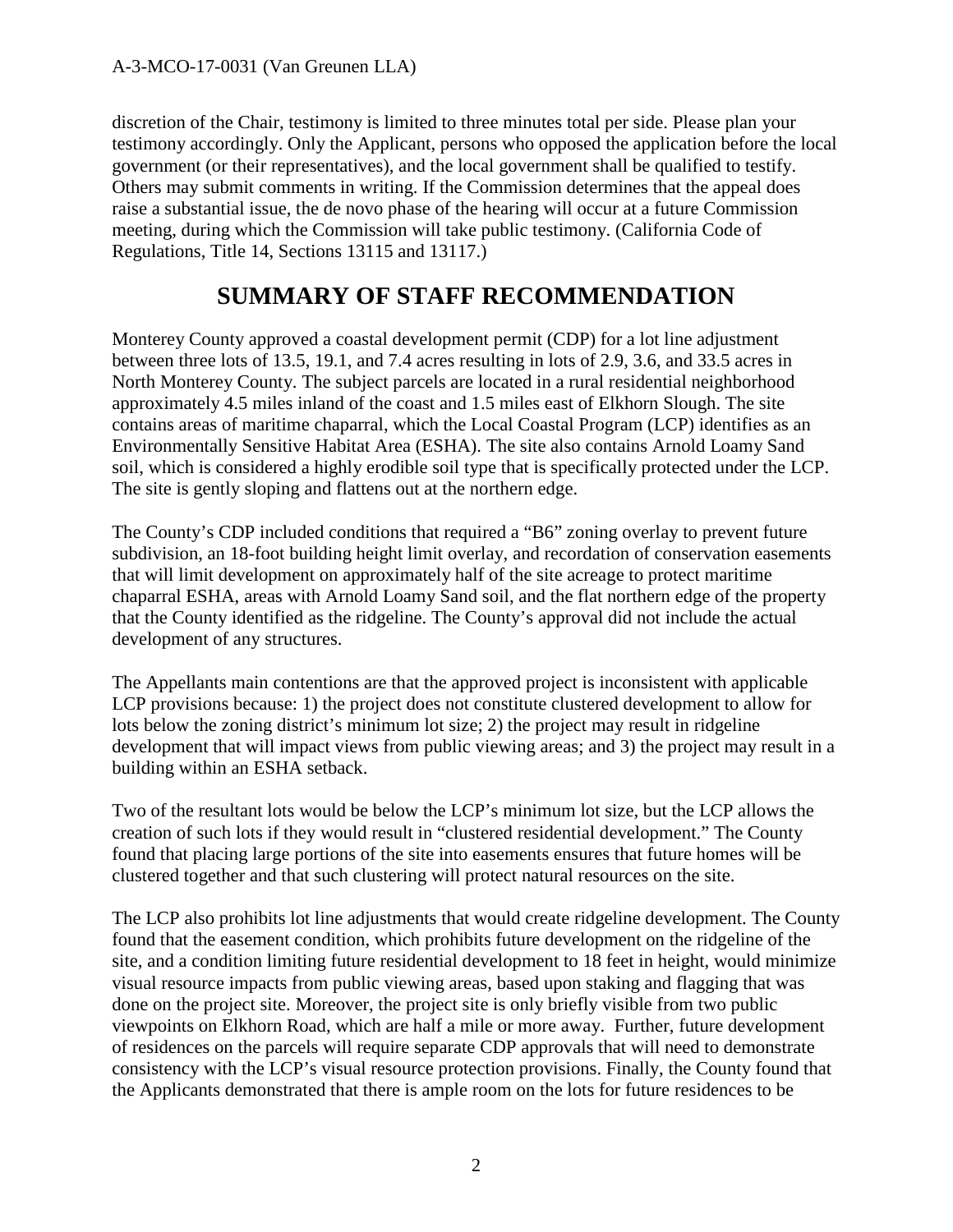discretion of the Chair, testimony is limited to three minutes total per side. Please plan your testimony accordingly. Only the Applicant, persons who opposed the application before the local government (or their representatives), and the local government shall be qualified to testify. Others may submit comments in writing. If the Commission determines that the appeal does raise a substantial issue, the de novo phase of the hearing will occur at a future Commission meeting, during which the Commission will take public testimony. (California Code of Regulations, Title 14, Sections 13115 and 13117.)

# SUMMARY OF STAFF RECOMMENDATION

Monterey County approved a coastal development permit (CDP) for a lot line adjustment between three lots of 13.5, 19.1, and 7.4 acres resulting in lots of 2.9, 3.6, and 33.5 acres in North Monterey County. The subject parcels are located in a rural residential neighborhood approximately 4.5 miles inland of the coast and 1.5 miles east of Elkhorn Slough. The site contains areas of maritime chaparral, which the Local Coastal Program (LCP) identifies as an Environmentally Sensitive Habitat Area (ESHA). The site also contains Arnold Loamy Sand soil, which is considered a highly erodible soil type that is specifically protected under the LCP. The site is gently sloping and flattens out at the northern edge.

The County's CDP included conditions that required a "B6" zoning overlay to prevent future subdivision, an 18-foot building height limit overlay, and recordation of conservation easements that will limit development on approximately half of the site acreage to protect maritime chaparral ESHA, areas with Arnold Loamy Sand soil, and the flat northern edge of the property that the County identified as the ridgeline. The County's approval did not include the actual development of any structures.

The Appellants main contentions are that the approved project is inconsistent with applicable LCP provisions because: 1) the project does not constitute clustered development to allow for lots below the zoning district's minimum lot size; 2) the project may result in ridgeline development that will impact views from public viewing areas; and 3) the project may result in a building within an ESHA setback.

Two of the resultant lots would be below the LCP's minimum lot size, but the LCP allows the creation of such lots if they would result in "clustered residential development." The County found that placing large portions of the site into easements ensures that future homes will be clustered together and that such clustering will protect natural resources on the site.

The LCP also prohibits lot line adjustments that would create ridgeline development. The County found that the easement condition, which prohibits future development on the ridgeline of the site, and a condition limiting future residential development to 18 feet in height, would minimize visual resource impacts from public viewing areas, based upon staking and flagging that was done on the project site. Moreover, the project site is only briefly visible from two public viewpoints on Elkhorn Road, which are half a mile or more away. Further, future development of residences on the parcels will require separate CDP approvals that will need to demonstrate consistency with the LCP's visual resource protection provisions. Finally, the County found that the Applicants demonstrated that there is ample room on the lots for future residences to be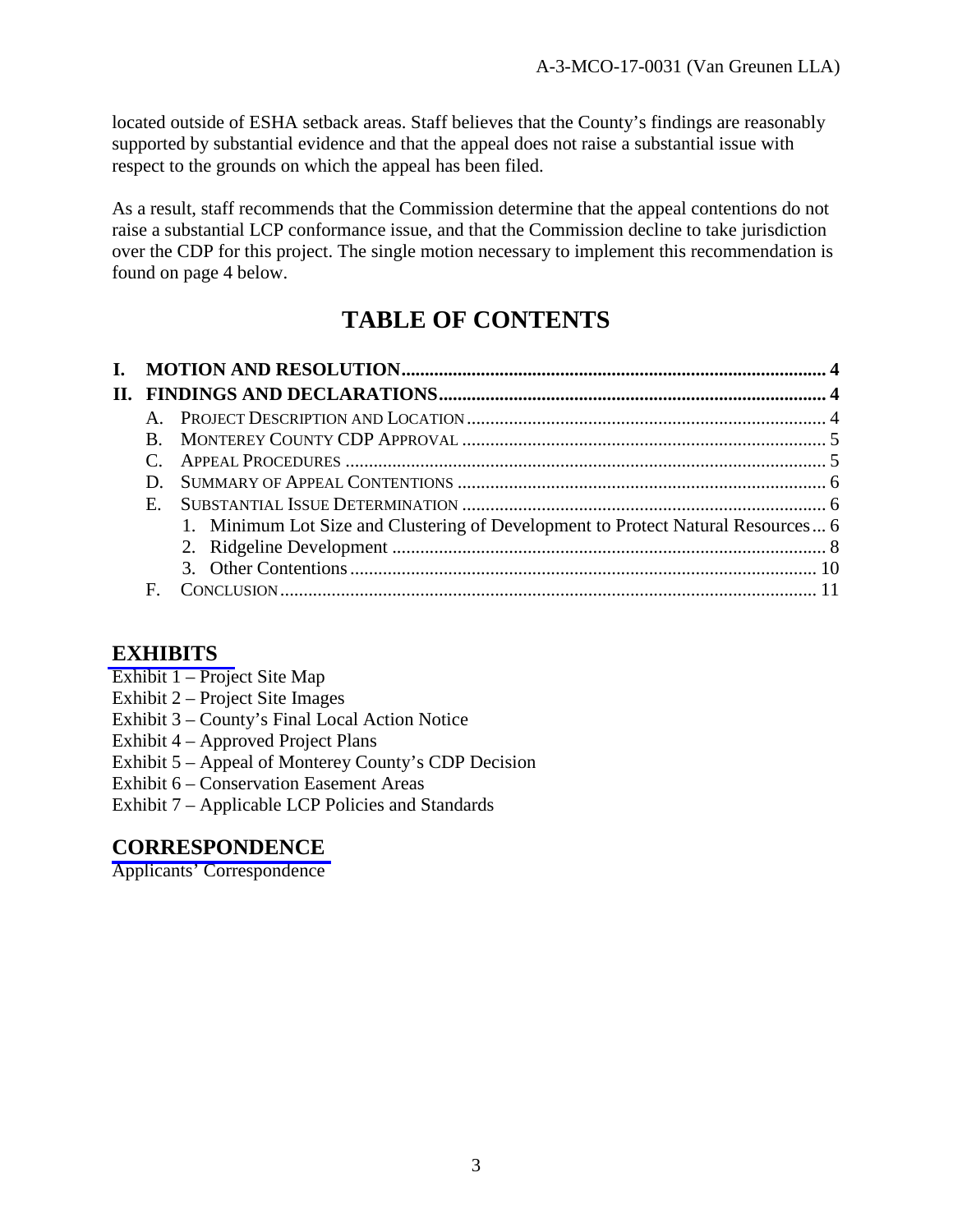located outside of ESHA setback areas. Staff believes that the County's findings are reasonably supported by substantial evidence and that the appeal does not raise a substantial issue with respect to the grounds on which the appeal has been filed.

As a result, staff recommends that the Commission determine that the appeal contentions do not raise a substantial LCP conformance issue, and that the Commission decline to take jurisdiction over the CDP for this project. The single motion necessary to implement this recommendation is found on page 4 below.

# TABLE OF CONTENTS

**I. MOTION AND RESOLUTION.......................................................................................... 4**

**II. FINDINGS AND DECLARATIONS.................................................................................. 4**

- A. Project Description and Location ............................................................................ 4
- B. Monterey County CDP Approval ............................................................................ 5
- C. Appeal Procedures ..................................................................................................... 5
- D. Summary of Appeal Contentions .............................................................................. 6
- E. Substantial Issue Determination ............................................................................. 6
  1. Minimum Lot Size and Clustering of Development to Protect Natural Resources... 6
  2. Ridgeline Development ............................................................................................ 8
  3. Other Contentions ................................................................................................... 10
- F. Conclusion .................................................................................................................. 11

## EXHIBITS

Exhibit 1 – Project Site Map
Exhibit 2 – Project Site Images
Exhibit 3 – County's Final Local Action Notice
Exhibit 4 – Approved Project Plans
Exhibit 5 – Appeal of Monterey County's CDP Decision
Exhibit 6 – Conservation Easement Areas
Exhibit 7 – Applicable LCP Policies and Standards

## CORRESPONDENCE

Applicants' Correspondence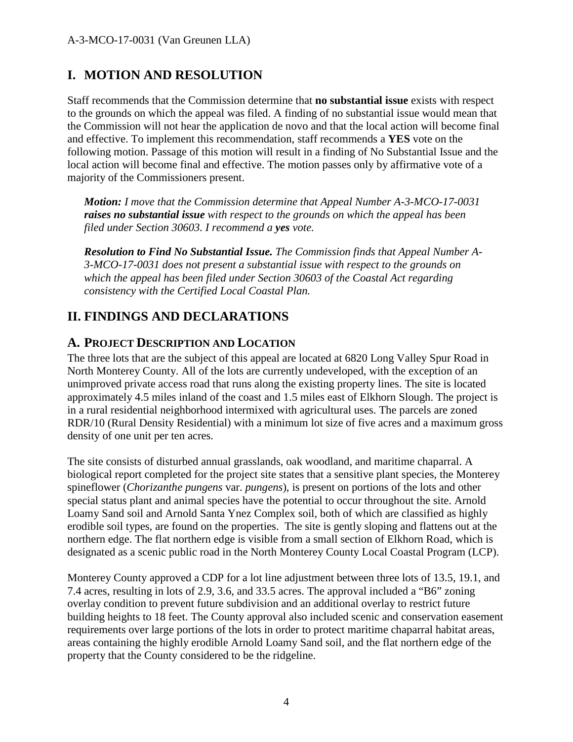# I. MOTION AND RESOLUTION

Staff recommends that the Commission determine that **no substantial issue** exists with respect to the grounds on which the appeal was filed. A finding of no substantial issue would mean that the Commission will not hear the application de novo and that the local action will become final and effective. To implement this recommendation, staff recommends a **YES** vote on the following motion. Passage of this motion will result in a finding of No Substantial Issue and the local action will become final and effective. The motion passes only by affirmative vote of a majority of the Commissioners present.

> ***Motion:*** *I move that the Commission determine that Appeal Number A-3-MCO-17-0031* ***raises no substantial issue*** *with respect to the grounds on which the appeal has been filed under Section 30603. I recommend a* ***yes*** *vote.*
>
> ***Resolution to Find No Substantial Issue.*** *The Commission finds that Appeal Number A-3-MCO-17-0031 does not present a substantial issue with respect to the grounds on which the appeal has been filed under Section 30603 of the Coastal Act regarding consistency with the Certified Local Coastal Plan.*

# II. FINDINGS AND DECLARATIONS

## A. PROJECT DESCRIPTION AND LOCATION

The three lots that are the subject of this appeal are located at 6820 Long Valley Spur Road in North Monterey County. All of the lots are currently undeveloped, with the exception of an unimproved private access road that runs along the existing property lines. The site is located approximately 4.5 miles inland of the coast and 1.5 miles east of Elkhorn Slough. The project is in a rural residential neighborhood intermixed with agricultural uses. The parcels are zoned RDR/10 (Rural Density Residential) with a minimum lot size of five acres and a maximum gross density of one unit per ten acres.

The site consists of disturbed annual grasslands, oak woodland, and maritime chaparral. A biological report completed for the project site states that a sensitive plant species, the Monterey spineflower (*Chorizanthe pungens* var. *pungens*), is present on portions of the lots and other special status plant and animal species have the potential to occur throughout the site. Arnold Loamy Sand soil and Arnold Santa Ynez Complex soil, both of which are classified as highly erodible soil types, are found on the properties. The site is gently sloping and flattens out at the northern edge. The flat northern edge is visible from a small section of Elkhorn Road, which is designated as a scenic public road in the North Monterey County Local Coastal Program (LCP).

Monterey County approved a CDP for a lot line adjustment between three lots of 13.5, 19.1, and 7.4 acres, resulting in lots of 2.9, 3.6, and 33.5 acres. The approval included a "B6" zoning overlay condition to prevent future subdivision and an additional overlay to restrict future building heights to 18 feet. The County approval also included scenic and conservation easement requirements over large portions of the lots in order to protect maritime chaparral habitat areas, areas containing the highly erodible Arnold Loamy Sand soil, and the flat northern edge of the property that the County considered to be the ridgeline.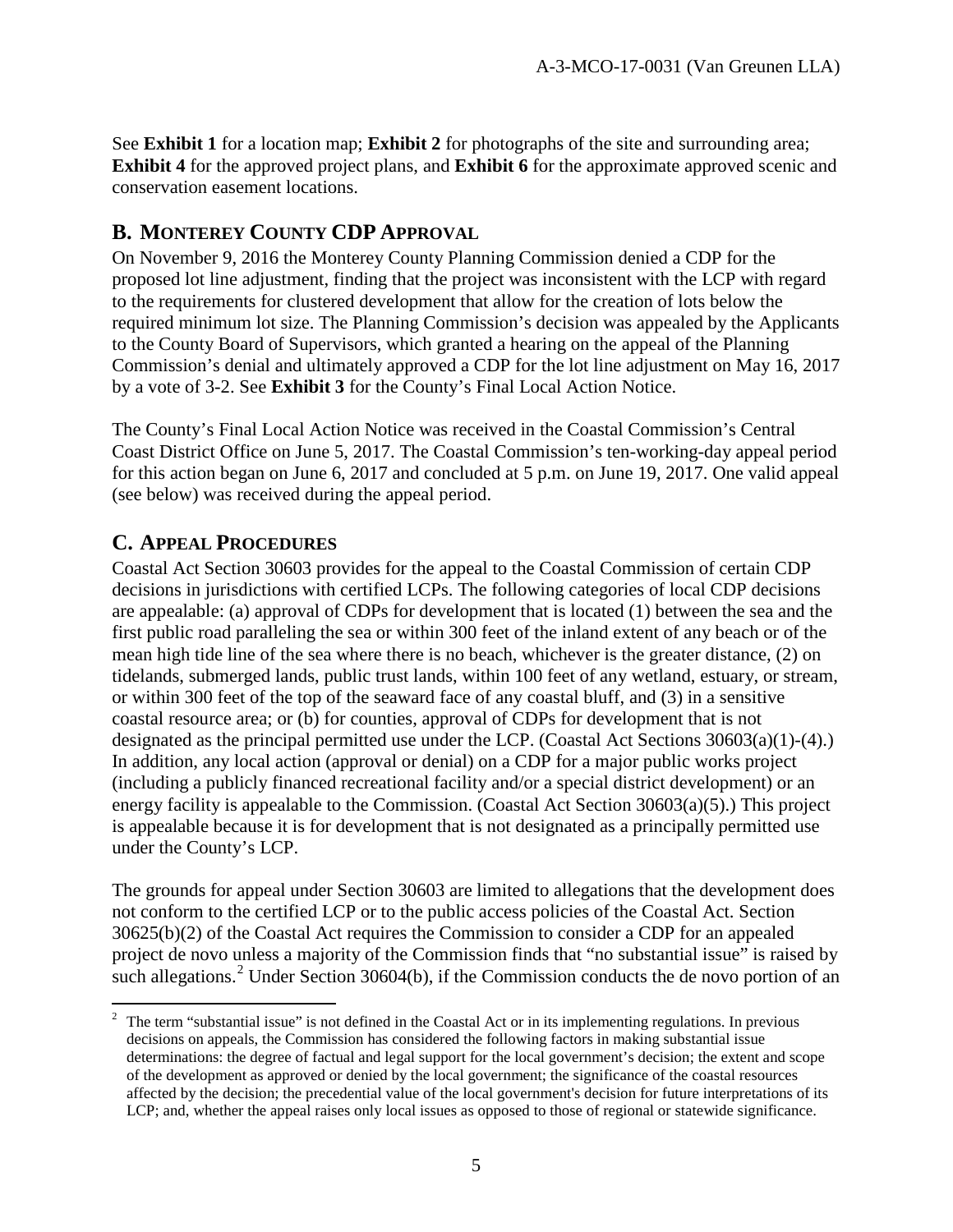See **Exhibit 1** for a location map; **Exhibit 2** for photographs of the site and surrounding area; **Exhibit 4** for the approved project plans, and **Exhibit 6** for the approximate approved scenic and conservation easement locations.

## B. Monterey County CDP Approval

On November 9, 2016 the Monterey County Planning Commission denied a CDP for the proposed lot line adjustment, finding that the project was inconsistent with the LCP with regard to the requirements for clustered development that allow for the creation of lots below the required minimum lot size. The Planning Commission's decision was appealed by the Applicants to the County Board of Supervisors, which granted a hearing on the appeal of the Planning Commission's denial and ultimately approved a CDP for the lot line adjustment on May 16, 2017 by a vote of 3-2. See **Exhibit 3** for the County's Final Local Action Notice.

The County's Final Local Action Notice was received in the Coastal Commission's Central Coast District Office on June 5, 2017. The Coastal Commission's ten-working-day appeal period for this action began on June 6, 2017 and concluded at 5 p.m. on June 19, 2017. One valid appeal (see below) was received during the appeal period.

## C. Appeal Procedures

Coastal Act Section 30603 provides for the appeal to the Coastal Commission of certain CDP decisions in jurisdictions with certified LCPs. The following categories of local CDP decisions are appealable: (a) approval of CDPs for development that is located (1) between the sea and the first public road paralleling the sea or within 300 feet of the inland extent of any beach or of the mean high tide line of the sea where there is no beach, whichever is the greater distance, (2) on tidelands, submerged lands, public trust lands, within 100 feet of any wetland, estuary, or stream, or within 300 feet of the top of the seaward face of any coastal bluff, and (3) in a sensitive coastal resource area; or (b) for counties, approval of CDPs for development that is not designated as the principal permitted use under the LCP. (Coastal Act Sections 30603(a)(1)-(4).) In addition, any local action (approval or denial) on a CDP for a major public works project (including a publicly financed recreational facility and/or a special district development) or an energy facility is appealable to the Commission. (Coastal Act Section 30603(a)(5).) This project is appealable because it is for development that is not designated as a principally permitted use under the County's LCP.

The grounds for appeal under Section 30603 are limited to allegations that the development does not conform to the certified LCP or to the public access policies of the Coastal Act. Section 30625(b)(2) of the Coastal Act requires the Commission to consider a CDP for an appealed project de novo unless a majority of the Commission finds that "no substantial issue" is raised by such allegations.[2] Under Section 30604(b), if the Commission conducts the de novo portion of an

---

[2] The term "substantial issue" is not defined in the Coastal Act or in its implementing regulations. In previous decisions on appeals, the Commission has considered the following factors in making substantial issue determinations: the degree of factual and legal support for the local government's decision; the extent and scope of the development as approved or denied by the local government; the significance of the coastal resources affected by the decision; the precedential value of the local government's decision for future interpretations of its LCP; and, whether the appeal raises only local issues as opposed to those of regional or statewide significance.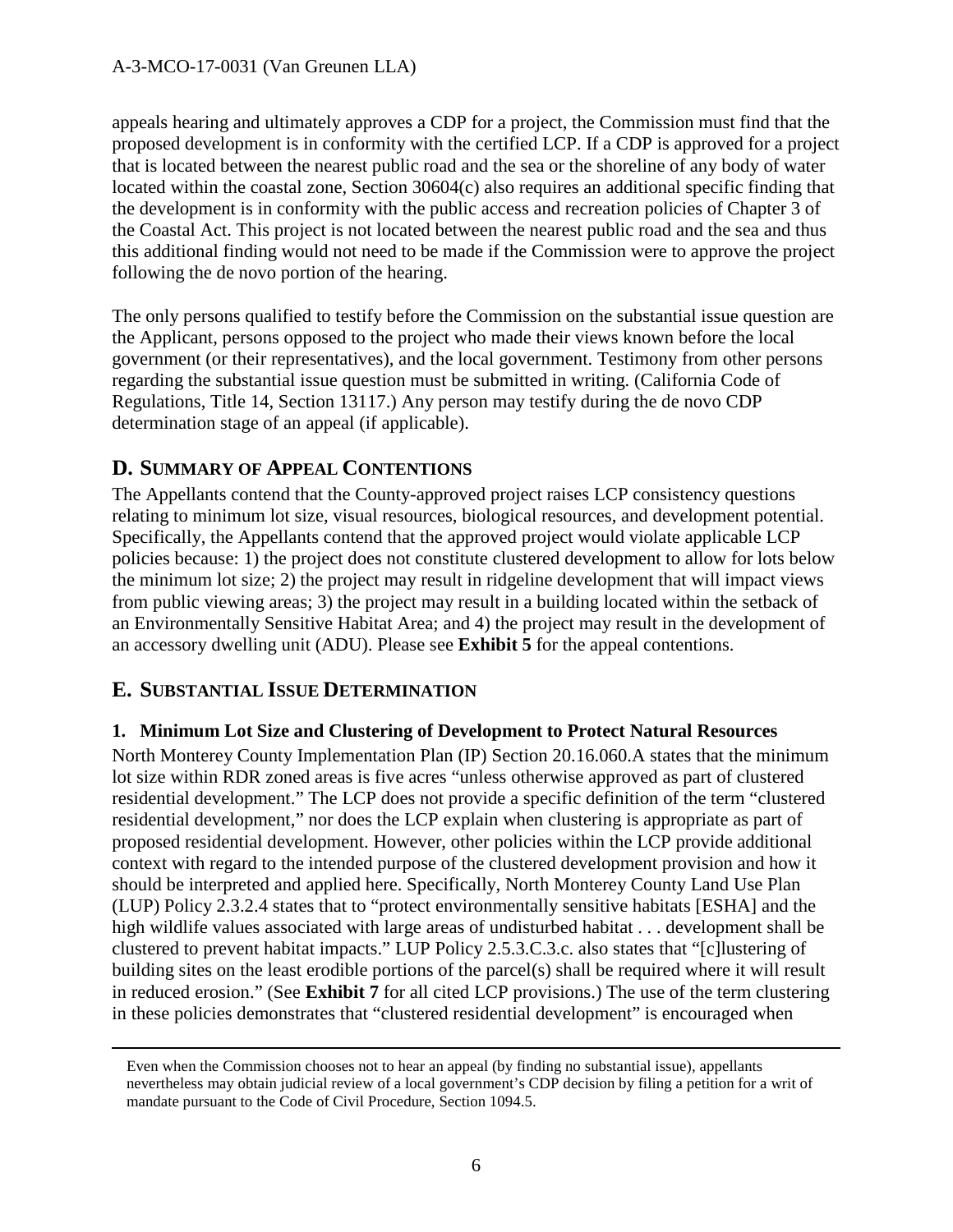appeals hearing and ultimately approves a CDP for a project, the Commission must find that the proposed development is in conformity with the certified LCP. If a CDP is approved for a project that is located between the nearest public road and the sea or the shoreline of any body of water located within the coastal zone, Section 30604(c) also requires an additional specific finding that the development is in conformity with the public access and recreation policies of Chapter 3 of the Coastal Act. This project is not located between the nearest public road and the sea and thus this additional finding would not need to be made if the Commission were to approve the project following the de novo portion of the hearing.

The only persons qualified to testify before the Commission on the substantial issue question are the Applicant, persons opposed to the project who made their views known before the local government (or their representatives), and the local government. Testimony from other persons regarding the substantial issue question must be submitted in writing. (California Code of Regulations, Title 14, Section 13117.) Any person may testify during the de novo CDP determination stage of an appeal (if applicable).

## D. Summary of Appeal Contentions

The Appellants contend that the County-approved project raises LCP consistency questions relating to minimum lot size, visual resources, biological resources, and development potential. Specifically, the Appellants contend that the approved project would violate applicable LCP policies because: 1) the project does not constitute clustered development to allow for lots below the minimum lot size; 2) the project may result in ridgeline development that will impact views from public viewing areas; 3) the project may result in a building located within the setback of an Environmentally Sensitive Habitat Area; and 4) the project may result in the development of an accessory dwelling unit (ADU). Please see **Exhibit 5** for the appeal contentions.

## E. Substantial Issue Determination

### 1. Minimum Lot Size and Clustering of Development to Protect Natural Resources

North Monterey County Implementation Plan (IP) Section 20.16.060.A states that the minimum lot size within RDR zoned areas is five acres "unless otherwise approved as part of clustered residential development." The LCP does not provide a specific definition of the term "clustered residential development," nor does the LCP explain when clustering is appropriate as part of proposed residential development. However, other policies within the LCP provide additional context with regard to the intended purpose of the clustered development provision and how it should be interpreted and applied here. Specifically, North Monterey County Land Use Plan (LUP) Policy 2.3.2.4 states that to "protect environmentally sensitive habitats [ESHA] and the high wildlife values associated with large areas of undisturbed habitat . . . development shall be clustered to prevent habitat impacts." LUP Policy 2.5.3.C.3.c. also states that "[c]lustering of building sites on the least erodible portions of the parcel(s) shall be required where it will result in reduced erosion." (See **Exhibit 7** for all cited LCP provisions.) The use of the term clustering in these policies demonstrates that "clustered residential development" is encouraged when

---

Even when the Commission chooses not to hear an appeal (by finding no substantial issue), appellants nevertheless may obtain judicial review of a local government's CDP decision by filing a petition for a writ of mandate pursuant to the Code of Civil Procedure, Section 1094.5.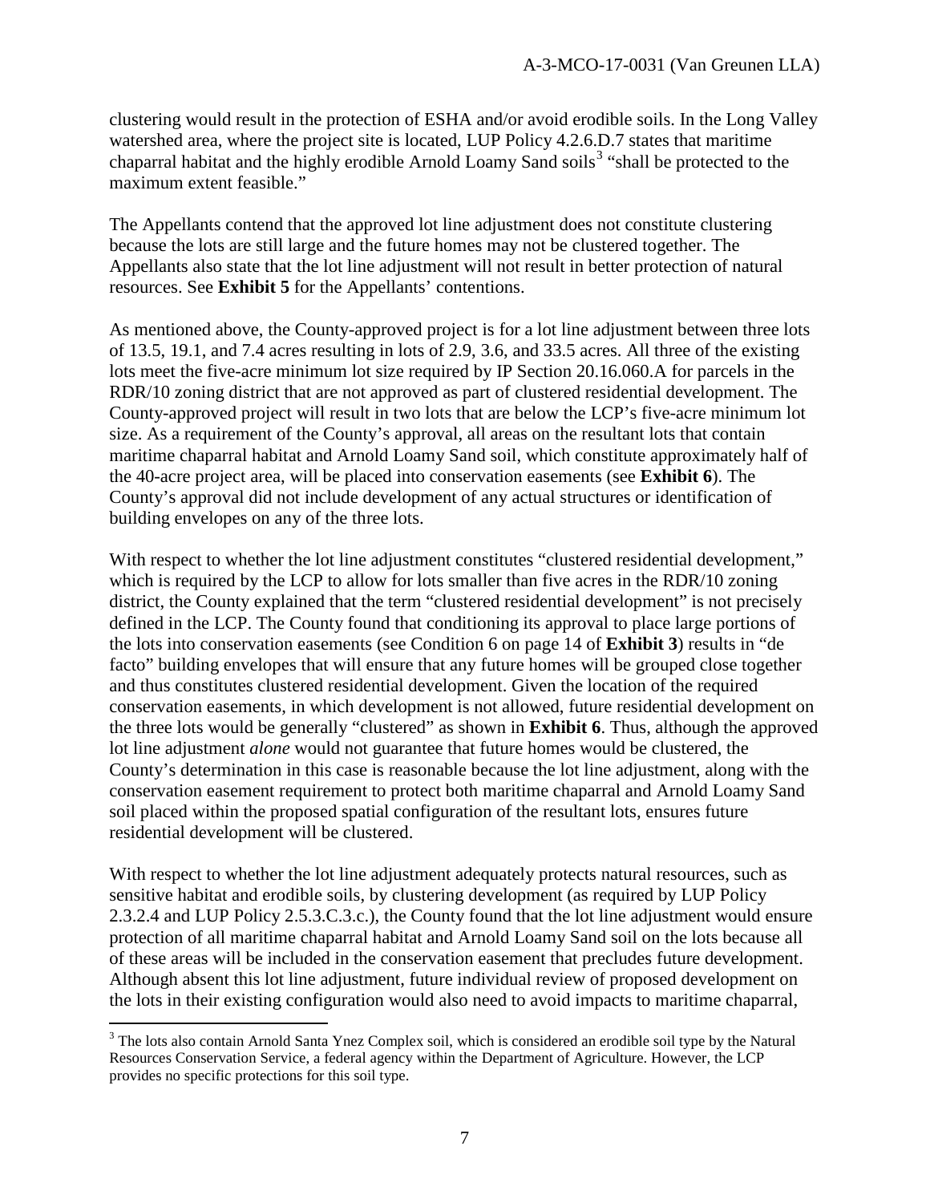clustering would result in the protection of ESHA and/or avoid erodible soils. In the Long Valley watershed area, where the project site is located, LUP Policy 4.2.6.D.7 states that maritime chaparral habitat and the highly erodible Arnold Loamy Sand soils[3] "shall be protected to the maximum extent feasible."

The Appellants contend that the approved lot line adjustment does not constitute clustering because the lots are still large and the future homes may not be clustered together. The Appellants also state that the lot line adjustment will not result in better protection of natural resources. See **Exhibit 5** for the Appellants' contentions.

As mentioned above, the County-approved project is for a lot line adjustment between three lots of 13.5, 19.1, and 7.4 acres resulting in lots of 2.9, 3.6, and 33.5 acres. All three of the existing lots meet the five-acre minimum lot size required by IP Section 20.16.060.A for parcels in the RDR/10 zoning district that are not approved as part of clustered residential development. The County-approved project will result in two lots that are below the LCP's five-acre minimum lot size. As a requirement of the County's approval, all areas on the resultant lots that contain maritime chaparral habitat and Arnold Loamy Sand soil, which constitute approximately half of the 40-acre project area, will be placed into conservation easements (see **Exhibit 6**). The County's approval did not include development of any actual structures or identification of building envelopes on any of the three lots.

With respect to whether the lot line adjustment constitutes "clustered residential development," which is required by the LCP to allow for lots smaller than five acres in the RDR/10 zoning district, the County explained that the term "clustered residential development" is not precisely defined in the LCP. The County found that conditioning its approval to place large portions of the lots into conservation easements (see Condition 6 on page 14 of **Exhibit 3**) results in "de facto" building envelopes that will ensure that any future homes will be grouped close together and thus constitutes clustered residential development. Given the location of the required conservation easements, in which development is not allowed, future residential development on the three lots would be generally "clustered" as shown in **Exhibit 6**. Thus, although the approved lot line adjustment *alone* would not guarantee that future homes would be clustered, the County's determination in this case is reasonable because the lot line adjustment, along with the conservation easement requirement to protect both maritime chaparral and Arnold Loamy Sand soil placed within the proposed spatial configuration of the resultant lots, ensures future residential development will be clustered.

With respect to whether the lot line adjustment adequately protects natural resources, such as sensitive habitat and erodible soils, by clustering development (as required by LUP Policy 2.3.2.4 and LUP Policy 2.5.3.C.3.c.), the County found that the lot line adjustment would ensure protection of all maritime chaparral habitat and Arnold Loamy Sand soil on the lots because all of these areas will be included in the conservation easement that precludes future development. Although absent this lot line adjustment, future individual review of proposed development on the lots in their existing configuration would also need to avoid impacts to maritime chaparral,

[3] The lots also contain Arnold Santa Ynez Complex soil, which is considered an erodible soil type by the Natural Resources Conservation Service, a federal agency within the Department of Agriculture. However, the LCP provides no specific protections for this soil type.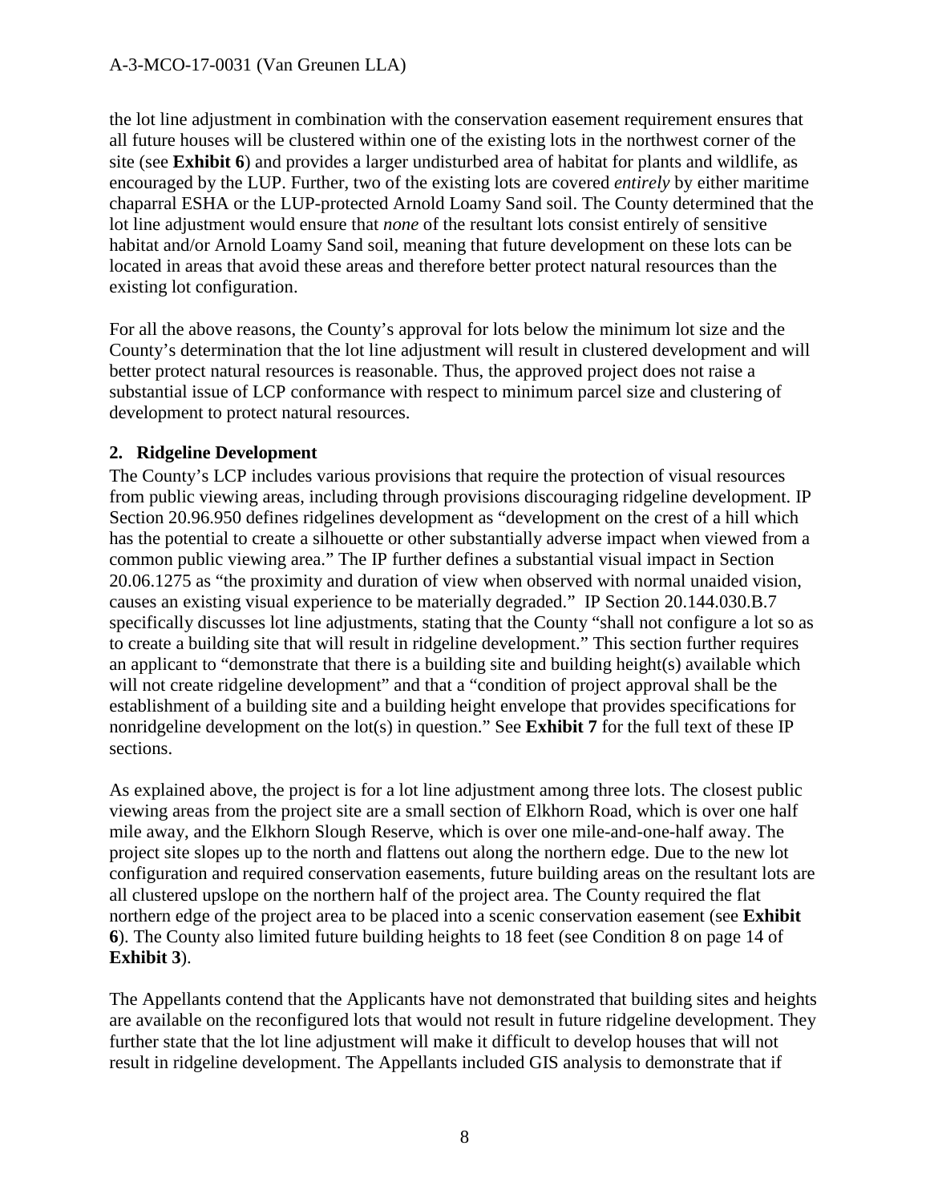the lot line adjustment in combination with the conservation easement requirement ensures that all future houses will be clustered within one of the existing lots in the northwest corner of the site (see **Exhibit 6**) and provides a larger undisturbed area of habitat for plants and wildlife, as encouraged by the LUP. Further, two of the existing lots are covered *entirely* by either maritime chaparral ESHA or the LUP-protected Arnold Loamy Sand soil. The County determined that the lot line adjustment would ensure that *none* of the resultant lots consist entirely of sensitive habitat and/or Arnold Loamy Sand soil, meaning that future development on these lots can be located in areas that avoid these areas and therefore better protect natural resources than the existing lot configuration.

For all the above reasons, the County's approval for lots below the minimum lot size and the County's determination that the lot line adjustment will result in clustered development and will better protect natural resources is reasonable. Thus, the approved project does not raise a substantial issue of LCP conformance with respect to minimum parcel size and clustering of development to protect natural resources.

**2. Ridgeline Development**

The County's LCP includes various provisions that require the protection of visual resources from public viewing areas, including through provisions discouraging ridgeline development. IP Section 20.96.950 defines ridgelines development as "development on the crest of a hill which has the potential to create a silhouette or other substantially adverse impact when viewed from a common public viewing area." The IP further defines a substantial visual impact in Section 20.06.1275 as "the proximity and duration of view when observed with normal unaided vision, causes an existing visual experience to be materially degraded." IP Section 20.144.030.B.7 specifically discusses lot line adjustments, stating that the County "shall not configure a lot so as to create a building site that will result in ridgeline development." This section further requires an applicant to "demonstrate that there is a building site and building height(s) available which will not create ridgeline development" and that a "condition of project approval shall be the establishment of a building site and a building height envelope that provides specifications for nonridgeline development on the lot(s) in question." See **Exhibit 7** for the full text of these IP sections.

As explained above, the project is for a lot line adjustment among three lots. The closest public viewing areas from the project site are a small section of Elkhorn Road, which is over one half mile away, and the Elkhorn Slough Reserve, which is over one mile-and-one-half away. The project site slopes up to the north and flattens out along the northern edge. Due to the new lot configuration and required conservation easements, future building areas on the resultant lots are all clustered upslope on the northern half of the project area. The County required the flat northern edge of the project area to be placed into a scenic conservation easement (see **Exhibit 6**). The County also limited future building heights to 18 feet (see Condition 8 on page 14 of **Exhibit 3**).

The Appellants contend that the Applicants have not demonstrated that building sites and heights are available on the reconfigured lots that would not result in future ridgeline development. They further state that the lot line adjustment will make it difficult to develop houses that will not result in ridgeline development. The Appellants included GIS analysis to demonstrate that if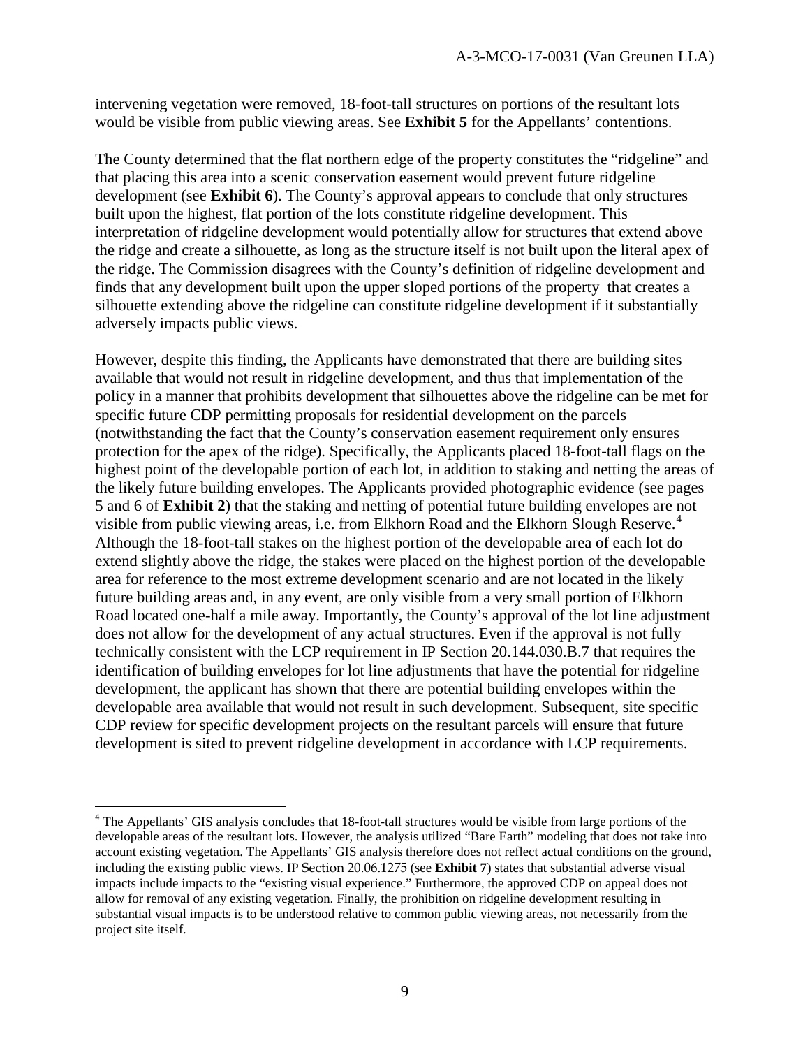intervening vegetation were removed, 18-foot-tall structures on portions of the resultant lots would be visible from public viewing areas. See **Exhibit 5** for the Appellants' contentions.

The County determined that the flat northern edge of the property constitutes the "ridgeline" and that placing this area into a scenic conservation easement would prevent future ridgeline development (see **Exhibit 6**). The County's approval appears to conclude that only structures built upon the highest, flat portion of the lots constitute ridgeline development. This interpretation of ridgeline development would potentially allow for structures that extend above the ridge and create a silhouette, as long as the structure itself is not built upon the literal apex of the ridge. The Commission disagrees with the County's definition of ridgeline development and finds that any development built upon the upper sloped portions of the property that creates a silhouette extending above the ridgeline can constitute ridgeline development if it substantially adversely impacts public views.

However, despite this finding, the Applicants have demonstrated that there are building sites available that would not result in ridgeline development, and thus that implementation of the policy in a manner that prohibits development that silhouettes above the ridgeline can be met for specific future CDP permitting proposals for residential development on the parcels (notwithstanding the fact that the County's conservation easement requirement only ensures protection for the apex of the ridge). Specifically, the Applicants placed 18-foot-tall flags on the highest point of the developable portion of each lot, in addition to staking and netting the areas of the likely future building envelopes. The Applicants provided photographic evidence (see pages 5 and 6 of **Exhibit 2**) that the staking and netting of potential future building envelopes are not visible from public viewing areas, i.e. from Elkhorn Road and the Elkhorn Slough Reserve.[4] Although the 18-foot-tall stakes on the highest portion of the developable area of each lot do extend slightly above the ridge, the stakes were placed on the highest portion of the developable area for reference to the most extreme development scenario and are not located in the likely future building areas and, in any event, are only visible from a very small portion of Elkhorn Road located one-half a mile away. Importantly, the County's approval of the lot line adjustment does not allow for the development of any actual structures. Even if the approval is not fully technically consistent with the LCP requirement in IP Section 20.144.030.B.7 that requires the identification of building envelopes for lot line adjustments that have the potential for ridgeline development, the applicant has shown that there are potential building envelopes within the developable area available that would not result in such development. Subsequent, site specific CDP review for specific development projects on the resultant parcels will ensure that future development is sited to prevent ridgeline development in accordance with LCP requirements.

---

[4] The Appellants' GIS analysis concludes that 18-foot-tall structures would be visible from large portions of the developable areas of the resultant lots. However, the analysis utilized "Bare Earth" modeling that does not take into account existing vegetation. The Appellants' GIS analysis therefore does not reflect actual conditions on the ground, including the existing public views. IP Section 20.06.1275 (see **Exhibit 7**) states that substantial adverse visual impacts include impacts to the "existing visual experience." Furthermore, the approved CDP on appeal does not allow for removal of any existing vegetation. Finally, the prohibition on ridgeline development resulting in substantial visual impacts is to be understood relative to common public viewing areas, not necessarily from the project site itself.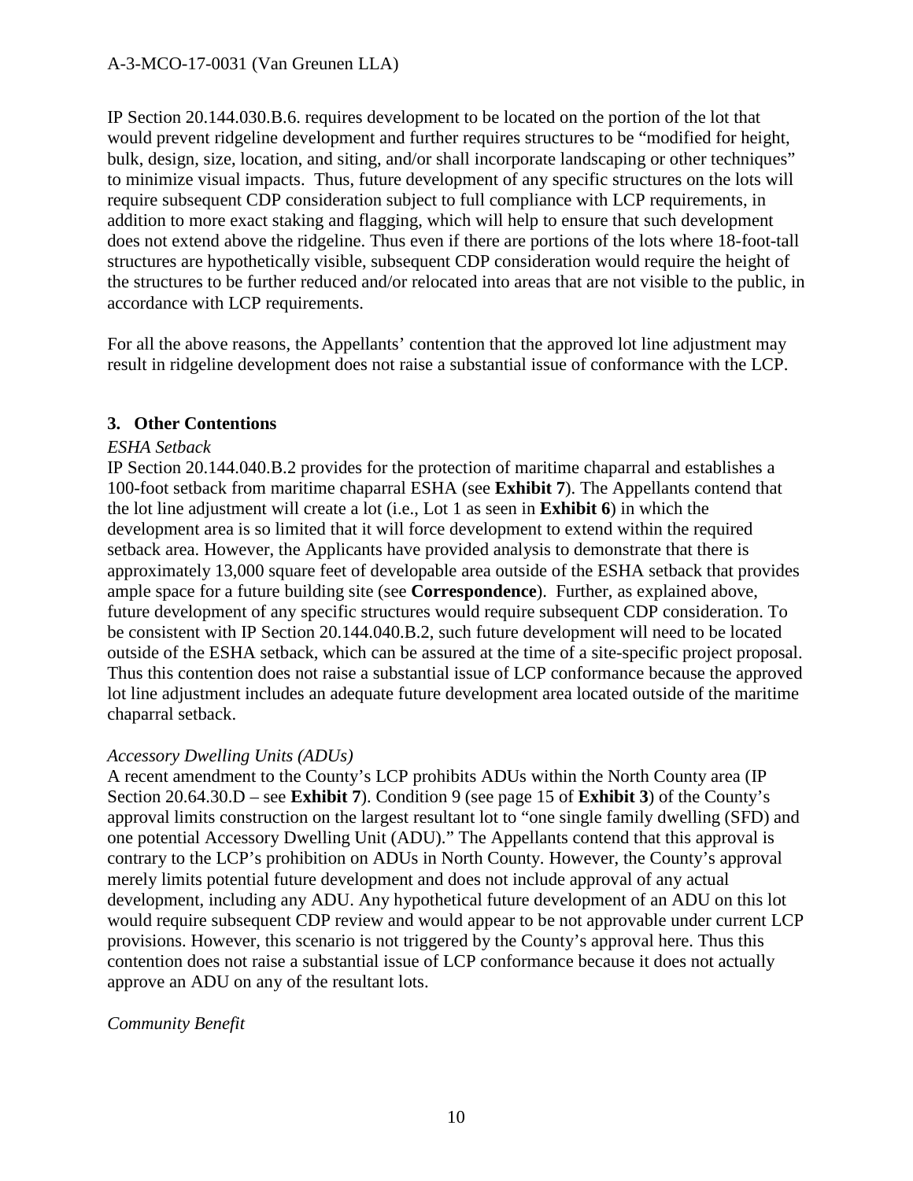IP Section 20.144.030.B.6. requires development to be located on the portion of the lot that would prevent ridgeline development and further requires structures to be "modified for height, bulk, design, size, location, and siting, and/or shall incorporate landscaping or other techniques" to minimize visual impacts. Thus, future development of any specific structures on the lots will require subsequent CDP consideration subject to full compliance with LCP requirements, in addition to more exact staking and flagging, which will help to ensure that such development does not extend above the ridgeline. Thus even if there are portions of the lots where 18-foot-tall structures are hypothetically visible, subsequent CDP consideration would require the height of the structures to be further reduced and/or relocated into areas that are not visible to the public, in accordance with LCP requirements.

For all the above reasons, the Appellants' contention that the approved lot line adjustment may result in ridgeline development does not raise a substantial issue of conformance with the LCP.

### 3. Other Contentions

*ESHA Setback*

IP Section 20.144.040.B.2 provides for the protection of maritime chaparral and establishes a 100-foot setback from maritime chaparral ESHA (see **Exhibit 7**). The Appellants contend that the lot line adjustment will create a lot (i.e., Lot 1 as seen in **Exhibit 6**) in which the development area is so limited that it will force development to extend within the required setback area. However, the Applicants have provided analysis to demonstrate that there is approximately 13,000 square feet of developable area outside of the ESHA setback that provides ample space for a future building site (see **Correspondence**). Further, as explained above, future development of any specific structures would require subsequent CDP consideration. To be consistent with IP Section 20.144.040.B.2, such future development will need to be located outside of the ESHA setback, which can be assured at the time of a site-specific project proposal. Thus this contention does not raise a substantial issue of LCP conformance because the approved lot line adjustment includes an adequate future development area located outside of the maritime chaparral setback.

*Accessory Dwelling Units (ADUs)*

A recent amendment to the County's LCP prohibits ADUs within the North County area (IP Section 20.64.30.D – see **Exhibit 7**). Condition 9 (see page 15 of **Exhibit 3**) of the County's approval limits construction on the largest resultant lot to "one single family dwelling (SFD) and one potential Accessory Dwelling Unit (ADU)." The Appellants contend that this approval is contrary to the LCP's prohibition on ADUs in North County. However, the County's approval merely limits potential future development and does not include approval of any actual development, including any ADU. Any hypothetical future development of an ADU on this lot would require subsequent CDP review and would appear to be not approvable under current LCP provisions. However, this scenario is not triggered by the County's approval here. Thus this contention does not raise a substantial issue of LCP conformance because it does not actually approve an ADU on any of the resultant lots.

*Community Benefit*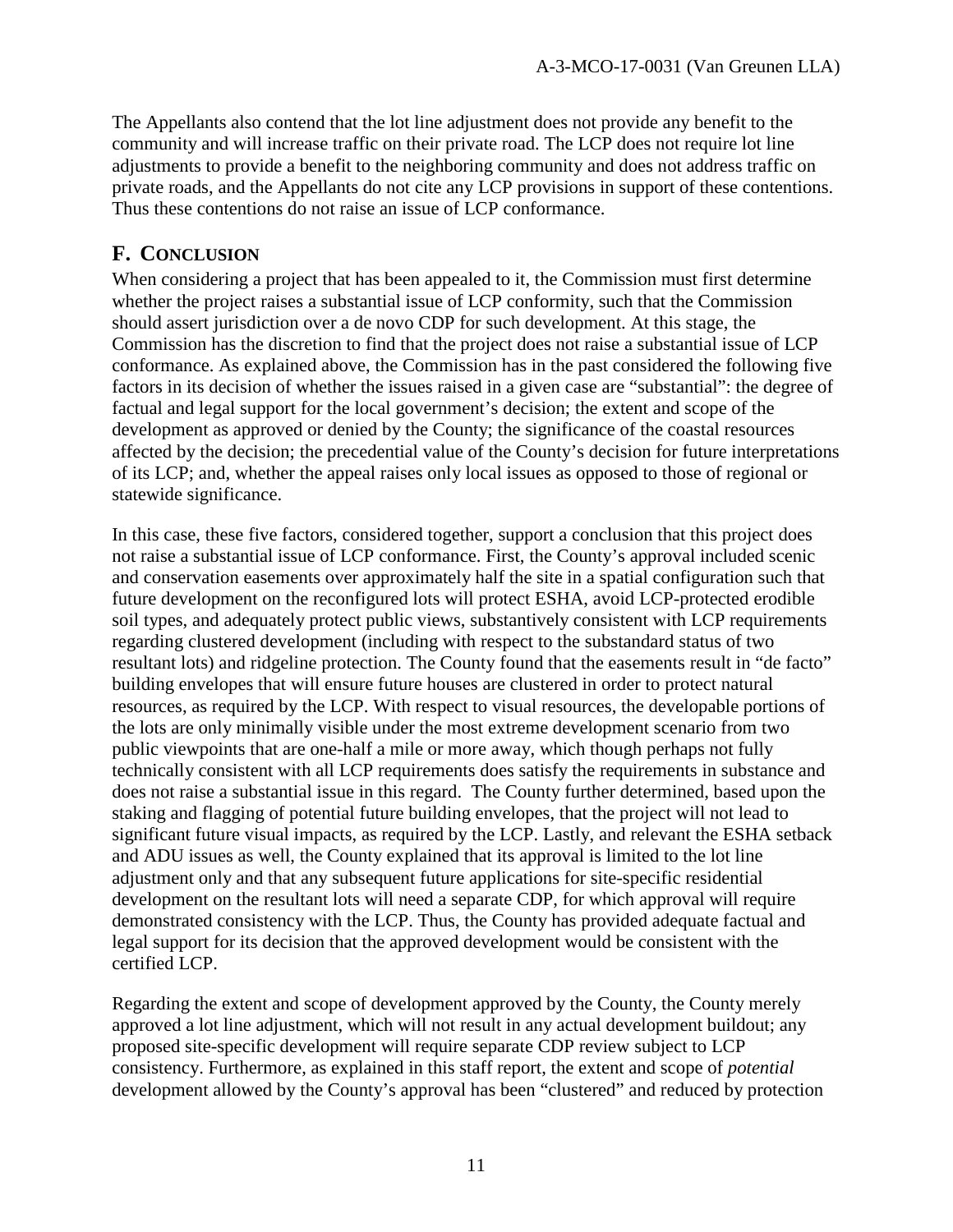The Appellants also contend that the lot line adjustment does not provide any benefit to the community and will increase traffic on their private road. The LCP does not require lot line adjustments to provide a benefit to the neighboring community and does not address traffic on private roads, and the Appellants do not cite any LCP provisions in support of these contentions. Thus these contentions do not raise an issue of LCP conformance.

## F. CONCLUSION

When considering a project that has been appealed to it, the Commission must first determine whether the project raises a substantial issue of LCP conformity, such that the Commission should assert jurisdiction over a de novo CDP for such development. At this stage, the Commission has the discretion to find that the project does not raise a substantial issue of LCP conformance. As explained above, the Commission has in the past considered the following five factors in its decision of whether the issues raised in a given case are "substantial": the degree of factual and legal support for the local government's decision; the extent and scope of the development as approved or denied by the County; the significance of the coastal resources affected by the decision; the precedential value of the County's decision for future interpretations of its LCP; and, whether the appeal raises only local issues as opposed to those of regional or statewide significance.

In this case, these five factors, considered together, support a conclusion that this project does not raise a substantial issue of LCP conformance. First, the County's approval included scenic and conservation easements over approximately half the site in a spatial configuration such that future development on the reconfigured lots will protect ESHA, avoid LCP-protected erodible soil types, and adequately protect public views, substantively consistent with LCP requirements regarding clustered development (including with respect to the substandard status of two resultant lots) and ridgeline protection. The County found that the easements result in "de facto" building envelopes that will ensure future houses are clustered in order to protect natural resources, as required by the LCP. With respect to visual resources, the developable portions of the lots are only minimally visible under the most extreme development scenario from two public viewpoints that are one-half a mile or more away, which though perhaps not fully technically consistent with all LCP requirements does satisfy the requirements in substance and does not raise a substantial issue in this regard. The County further determined, based upon the staking and flagging of potential future building envelopes, that the project will not lead to significant future visual impacts, as required by the LCP. Lastly, and relevant the ESHA setback and ADU issues as well, the County explained that its approval is limited to the lot line adjustment only and that any subsequent future applications for site-specific residential development on the resultant lots will need a separate CDP, for which approval will require demonstrated consistency with the LCP. Thus, the County has provided adequate factual and legal support for its decision that the approved development would be consistent with the certified LCP.

Regarding the extent and scope of development approved by the County, the County merely approved a lot line adjustment, which will not result in any actual development buildout; any proposed site-specific development will require separate CDP review subject to LCP consistency. Furthermore, as explained in this staff report, the extent and scope of *potential* development allowed by the County's approval has been "clustered" and reduced by protection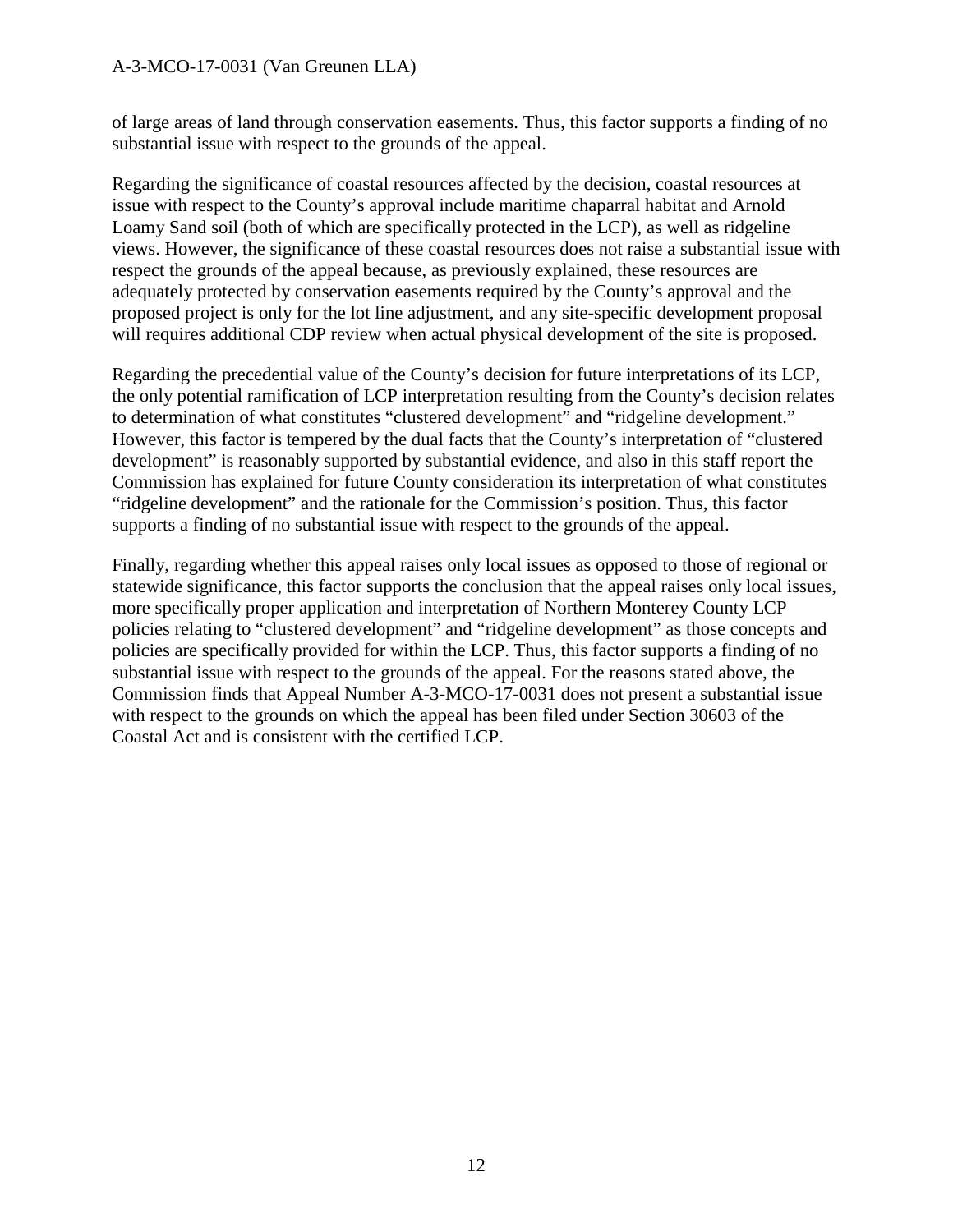of large areas of land through conservation easements. Thus, this factor supports a finding of no substantial issue with respect to the grounds of the appeal.

Regarding the significance of coastal resources affected by the decision, coastal resources at issue with respect to the County's approval include maritime chaparral habitat and Arnold Loamy Sand soil (both of which are specifically protected in the LCP), as well as ridgeline views. However, the significance of these coastal resources does not raise a substantial issue with respect the grounds of the appeal because, as previously explained, these resources are adequately protected by conservation easements required by the County's approval and the proposed project is only for the lot line adjustment, and any site-specific development proposal will requires additional CDP review when actual physical development of the site is proposed.

Regarding the precedential value of the County's decision for future interpretations of its LCP, the only potential ramification of LCP interpretation resulting from the County's decision relates to determination of what constitutes "clustered development" and "ridgeline development." However, this factor is tempered by the dual facts that the County's interpretation of "clustered development" is reasonably supported by substantial evidence, and also in this staff report the Commission has explained for future County consideration its interpretation of what constitutes "ridgeline development" and the rationale for the Commission's position. Thus, this factor supports a finding of no substantial issue with respect to the grounds of the appeal.

Finally, regarding whether this appeal raises only local issues as opposed to those of regional or statewide significance, this factor supports the conclusion that the appeal raises only local issues, more specifically proper application and interpretation of Northern Monterey County LCP policies relating to "clustered development" and "ridgeline development" as those concepts and policies are specifically provided for within the LCP. Thus, this factor supports a finding of no substantial issue with respect to the grounds of the appeal. For the reasons stated above, the Commission finds that Appeal Number A-3-MCO-17-0031 does not present a substantial issue with respect to the grounds on which the appeal has been filed under Section 30603 of the Coastal Act and is consistent with the certified LCP.